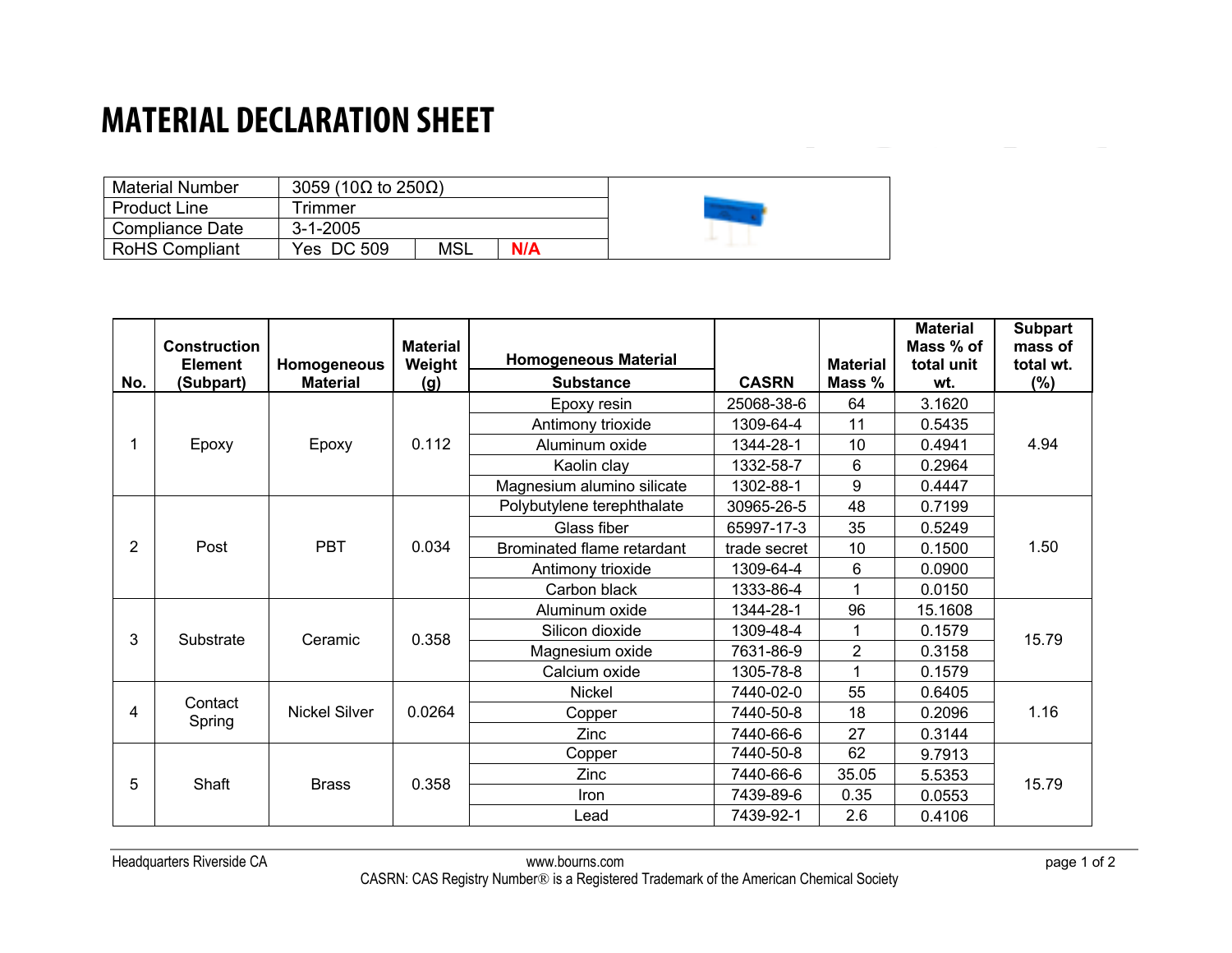# MATERIAL DECLARATION SHEET

| Material Number | 3059 (10Ω to 250Ω) | | |
|---|---|---|---|
| Product Line | Trimmer | | |
| Compliance Date | 3-1-2005 | | |
| RoHS Compliant | Yes DC 509 | MSL | N/A |

| No. | Construction Element (Subpart) | Homogeneous Material | Material Weight (g) | Homogeneous Material Substance | CASRN | Material Mass % | Material Mass % of total unit wt. | Subpart mass of total wt. (%) |
|---|---|---|---|---|---|---|---|---|
| 1 | Epoxy | Epoxy | 0.112 | Epoxy resin | 25068-38-6 | 64 | 3.1620 | 4.94 |
| | | | | Antimony trioxide | 1309-64-4 | 11 | 0.5435 | |
| | | | | Aluminum oxide | 1344-28-1 | 10 | 0.4941 | |
| | | | | Kaolin clay | 1332-58-7 | 6 | 0.2964 | |
| | | | | Magnesium alumino silicate | 1302-88-1 | 9 | 0.4447 | |
| 2 | Post | PBT | 0.034 | Polybutylene terephthalate | 30965-26-5 | 48 | 0.7199 | 1.50 |
| | | | | Glass fiber | 65997-17-3 | 35 | 0.5249 | |
| | | | | Brominated flame retardant | trade secret | 10 | 0.1500 | |
| | | | | Antimony trioxide | 1309-64-4 | 6 | 0.0900 | |
| | | | | Carbon black | 1333-86-4 | 1 | 0.0150 | |
| 3 | Substrate | Ceramic | 0.358 | Aluminum oxide | 1344-28-1 | 96 | 15.1608 | 15.79 |
| | | | | Silicon dioxide | 1309-48-4 | 1 | 0.1579 | |
| | | | | Magnesium oxide | 7631-86-9 | 2 | 0.3158 | |
| | | | | Calcium oxide | 1305-78-8 | 1 | 0.1579 | |
| 4 | Contact Spring | Nickel Silver | 0.0264 | Nickel | 7440-02-0 | 55 | 0.6405 | 1.16 |
| | | | | Copper | 7440-50-8 | 18 | 0.2096 | |
| | | | | Zinc | 7440-66-6 | 27 | 0.3144 | |
| 5 | Shaft | Brass | 0.358 | Copper | 7440-50-8 | 62 | 9.7913 | 15.79 |
| | | | | Zinc | 7440-66-6 | 35.05 | 5.5353 | |
| | | | | Iron | 7439-89-6 | 0.35 | 0.0553 | |
| | | | | Lead | 7439-92-1 | 2.6 | 0.4106 | |

Headquarters Riverside CA — www.bourns.com

CASRN: CAS Registry Number® is a Registered Trademark of the American Chemical Society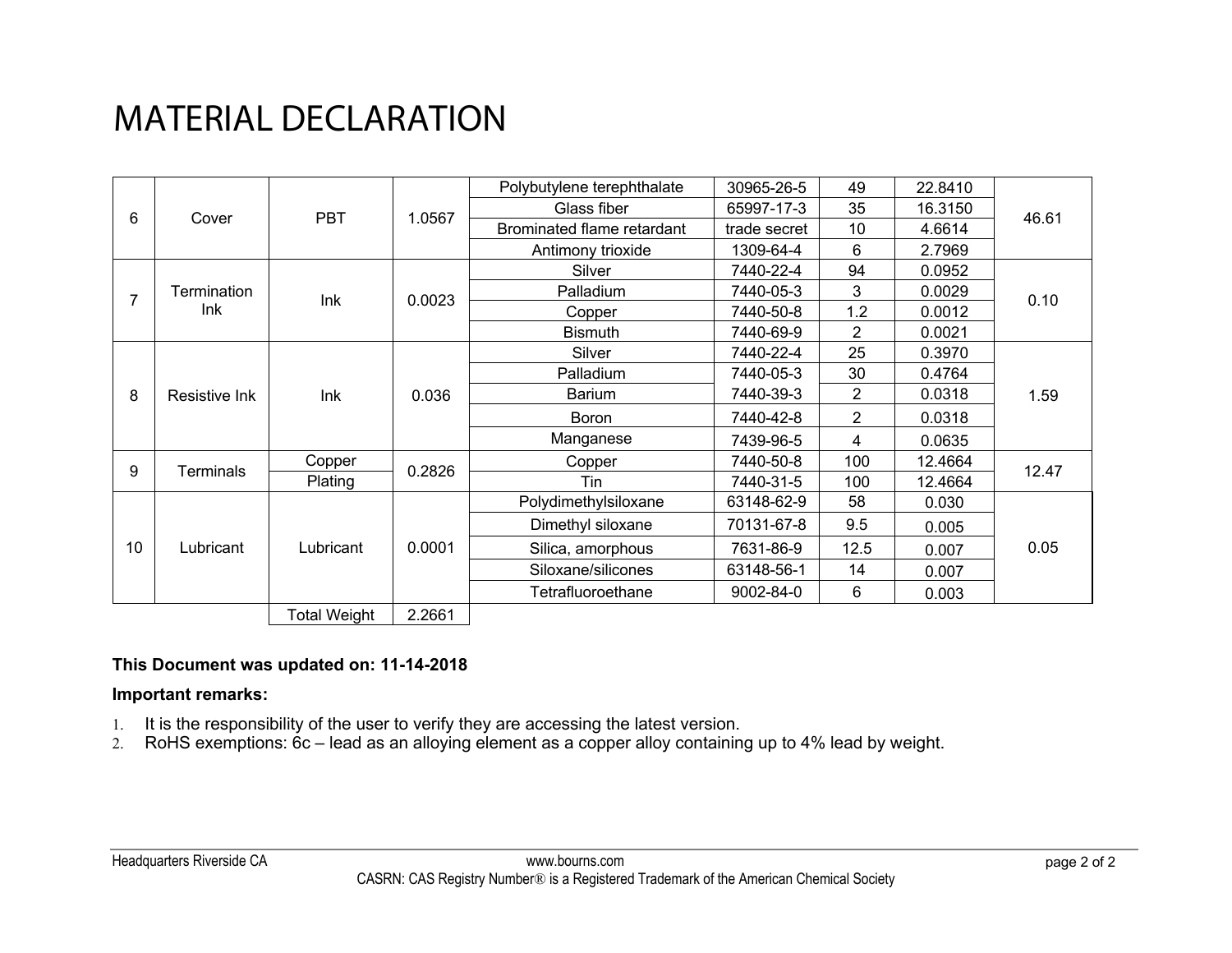# MATERIAL DECLARATION

| | | | | | | | | |
|---|---|---|---|---|---|---|---|---|
| 6 | Cover | PBT | 1.0567 | Polybutylene terephthalate | 30965-26-5 | 49 | 22.8410 | 46.61 |
| | | | | Glass fiber | 65997-17-3 | 35 | 16.3150 | |
| | | | | Brominated flame retardant | trade secret | 10 | 4.6614 | |
| | | | | Antimony trioxide | 1309-64-4 | 6 | 2.7969 | |
| 7 | Termination Ink | Ink | 0.0023 | Silver | 7440-22-4 | 94 | 0.0952 | 0.10 |
| | | | | Palladium | 7440-05-3 | 3 | 0.0029 | |
| | | | | Copper | 7440-50-8 | 1.2 | 0.0012 | |
| | | | | Bismuth | 7440-69-9 | 2 | 0.0021 | |
| 8 | Resistive Ink | Ink | 0.036 | Silver | 7440-22-4 | 25 | 0.3970 | 1.59 |
| | | | | Palladium | 7440-05-3 | 30 | 0.4764 | |
| | | | | Barium | 7440-39-3 | 2 | 0.0318 | |
| | | | | Boron | 7440-42-8 | 2 | 0.0318 | |
| | | | | Manganese | 7439-96-5 | 4 | 0.0635 | |
| 9 | Terminals | Copper | 0.2826 | Copper | 7440-50-8 | 100 | 12.4664 | 12.47 |
| | | Plating | | Tin | 7440-31-5 | 100 | 12.4664 | |
| 10 | Lubricant | Lubricant | 0.0001 | Polydimethylsiloxane | 63148-62-9 | 58 | 0.030 | 0.05 |
| | | | | Dimethyl siloxane | 70131-67-8 | 9.5 | 0.005 | |
| | | | | Silica, amorphous | 7631-86-9 | 12.5 | 0.007 | |
| | | | | Siloxane/silicones | 63148-56-1 | 14 | 0.007 | |
| | | | | Tetrafluoroethane | 9002-84-0 | 6 | 0.003 | |
| | | Total Weight | 2.2661 | | | | | |

**This Document was updated on: 11-14-2018**

**Important remarks:**

1. It is the responsibility of the user to verify they are accessing the latest version.
2. RoHS exemptions: 6c – lead as an alloying element as a copper alloy containing up to 4% lead by weight.